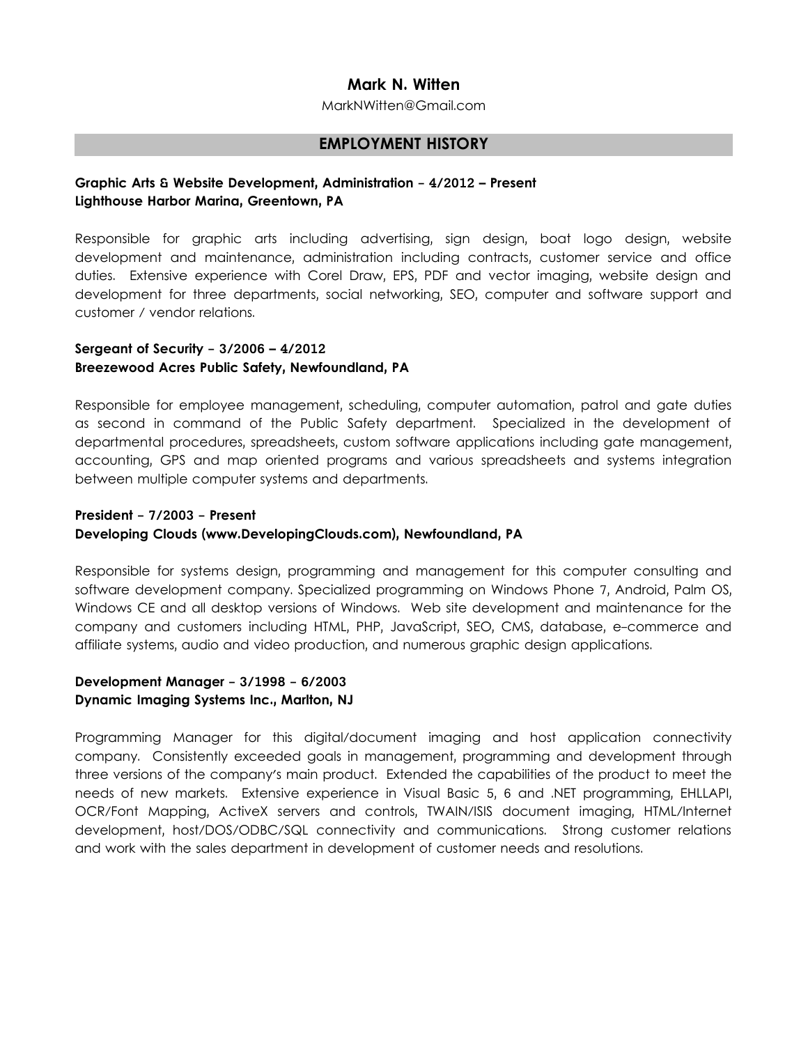# Mark N. Witten

MarkNWitten@Gmail.com

## EMPLOYMENT HISTORY

**Graphic Arts & Website Development, Administration – 4/2012 – Present**
**Lighthouse Harbor Marina, Greentown, PA**

Responsible for graphic arts including advertising, sign design, boat logo design, website development and maintenance, administration including contracts, customer service and office duties. Extensive experience with Corel Draw, EPS, PDF and vector imaging, website design and development for three departments, social networking, SEO, computer and software support and customer / vendor relations.

**Sergeant of Security – 3/2006 – 4/2012**
**Breezewood Acres Public Safety, Newfoundland, PA**

Responsible for employee management, scheduling, computer automation, patrol and gate duties as second in command of the Public Safety department. Specialized in the development of departmental procedures, spreadsheets, custom software applications including gate management, accounting, GPS and map oriented programs and various spreadsheets and systems integration between multiple computer systems and departments.

**President – 7/2003 – Present**
**Developing Clouds (www.DevelopingClouds.com), Newfoundland, PA**

Responsible for systems design, programming and management for this computer consulting and software development company. Specialized programming on Windows Phone 7, Android, Palm OS, Windows CE and all desktop versions of Windows. Web site development and maintenance for the company and customers including HTML, PHP, JavaScript, SEO, CMS, database, e-commerce and affiliate systems, audio and video production, and numerous graphic design applications.

**Development Manager – 3/1998 – 6/2003**
**Dynamic Imaging Systems Inc., Marlton, NJ**

Programming Manager for this digital/document imaging and host application connectivity company. Consistently exceeded goals in management, programming and development through three versions of the company's main product. Extended the capabilities of the product to meet the needs of new markets. Extensive experience in Visual Basic 5, 6 and .NET programming, EHLLAPI, OCR/Font Mapping, ActiveX servers and controls, TWAIN/ISIS document imaging, HTML/Internet development, host/DOS/ODBC/SQL connectivity and communications. Strong customer relations and work with the sales department in development of customer needs and resolutions.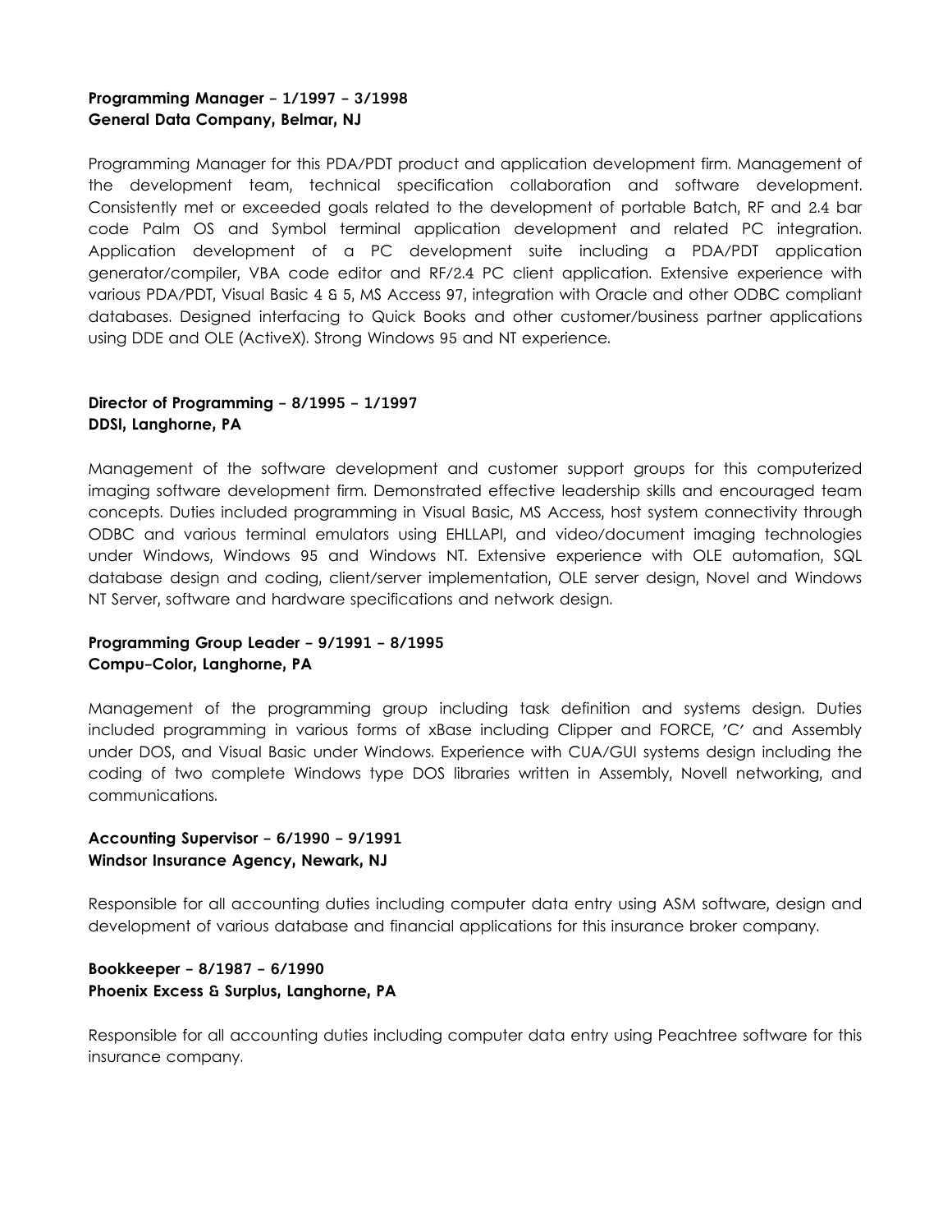**Programming Manager – 1/1997 – 3/1998**
**General Data Company, Belmar, NJ**

Programming Manager for this PDA/PDT product and application development firm. Management of the development team, technical specification collaboration and software development. Consistently met or exceeded goals related to the development of portable Batch, RF and 2.4 bar code Palm OS and Symbol terminal application development and related PC integration. Application development of a PC development suite including a PDA/PDT application generator/compiler, VBA code editor and RF/2.4 PC client application. Extensive experience with various PDA/PDT, Visual Basic 4 & 5, MS Access 97, integration with Oracle and other ODBC compliant databases. Designed interfacing to Quick Books and other customer/business partner applications using DDE and OLE (ActiveX). Strong Windows 95 and NT experience.

**Director of Programming – 8/1995 – 1/1997**
**DDSI, Langhorne, PA**

Management of the software development and customer support groups for this computerized imaging software development firm. Demonstrated effective leadership skills and encouraged team concepts. Duties included programming in Visual Basic, MS Access, host system connectivity through ODBC and various terminal emulators using EHLLAPI, and video/document imaging technologies under Windows, Windows 95 and Windows NT. Extensive experience with OLE automation, SQL database design and coding, client/server implementation, OLE server design, Novel and Windows NT Server, software and hardware specifications and network design.

**Programming Group Leader – 9/1991 – 8/1995**
**Compu-Color, Langhorne, PA**

Management of the programming group including task definition and systems design. Duties included programming in various forms of xBase including Clipper and FORCE, 'C' and Assembly under DOS, and Visual Basic under Windows. Experience with CUA/GUI systems design including the coding of two complete Windows type DOS libraries written in Assembly, Novell networking, and communications.

**Accounting Supervisor – 6/1990 – 9/1991**
**Windsor Insurance Agency, Newark, NJ**

Responsible for all accounting duties including computer data entry using ASM software, design and development of various database and financial applications for this insurance broker company.

**Bookkeeper – 8/1987 – 6/1990**
**Phoenix Excess & Surplus, Langhorne, PA**

Responsible for all accounting duties including computer data entry using Peachtree software for this insurance company.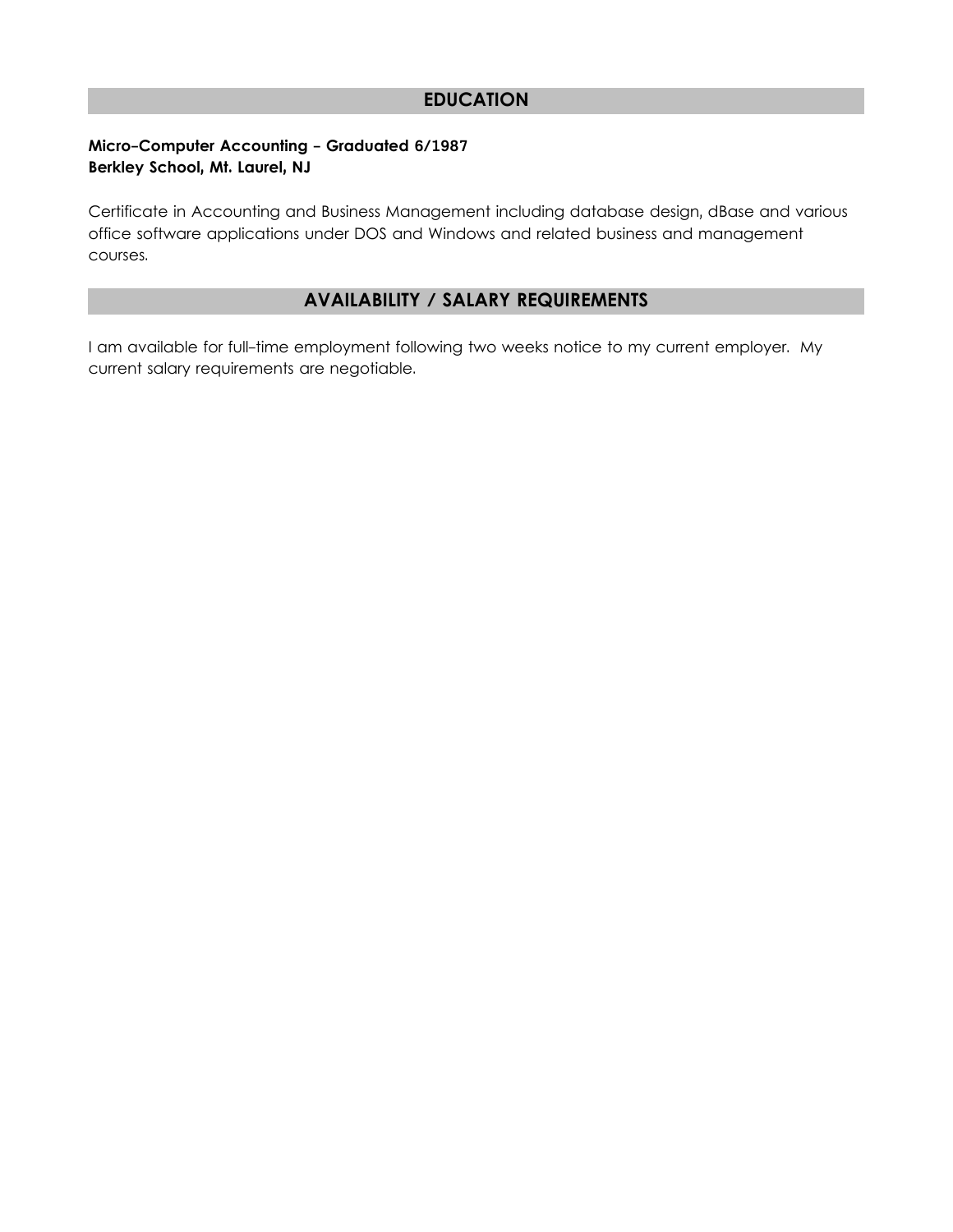## EDUCATION

**Micro-Computer Accounting – Graduated 6/1987**
**Berkley School, Mt. Laurel, NJ**

Certificate in Accounting and Business Management including database design, dBase and various office software applications under DOS and Windows and related business and management courses.

## AVAILABILITY / SALARY REQUIREMENTS

I am available for full-time employment following two weeks notice to my current employer. My current salary requirements are negotiable.